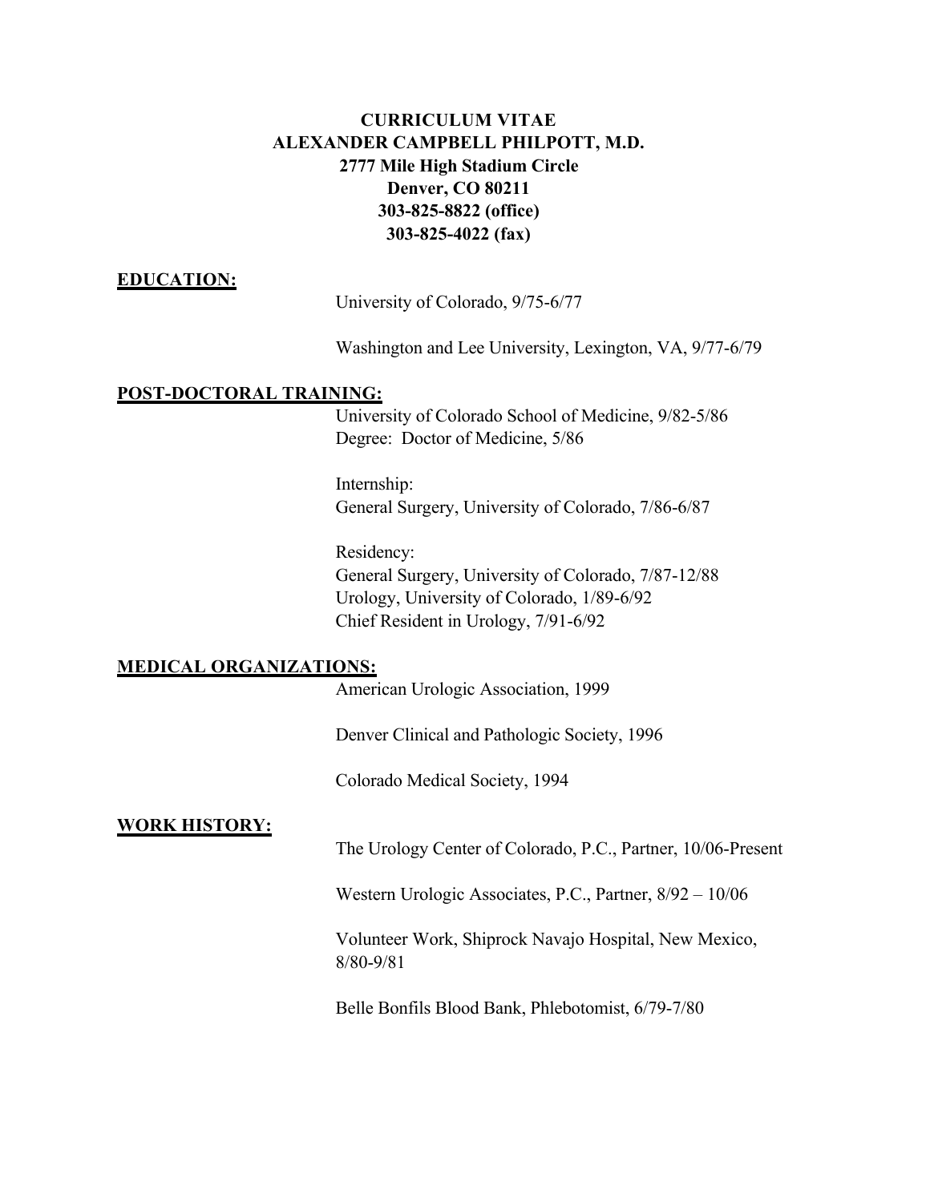# CURRICULUM VITAE

**ALEXANDER CAMPBELL PHILPOTT, M.D.**
**2777 Mile High Stadium Circle**
**Denver, CO 80211**
**303-825-8822 (office)**
**303-825-4022 (fax)**

## EDUCATION:

University of Colorado, 9/75-6/77

Washington and Lee University, Lexington, VA, 9/77-6/79

## POST-DOCTORAL TRAINING:

University of Colorado School of Medicine, 9/82-5/86
Degree: Doctor of Medicine, 5/86

Internship:
General Surgery, University of Colorado, 7/86-6/87

Residency:
General Surgery, University of Colorado, 7/87-12/88
Urology, University of Colorado, 1/89-6/92
Chief Resident in Urology, 7/91-6/92

## MEDICAL ORGANIZATIONS:

American Urologic Association, 1999

Denver Clinical and Pathologic Society, 1996

Colorado Medical Society, 1994

## WORK HISTORY:

The Urology Center of Colorado, P.C., Partner, 10/06-Present

Western Urologic Associates, P.C., Partner, 8/92 – 10/06

Volunteer Work, Shiprock Navajo Hospital, New Mexico, 8/80-9/81

Belle Bonfils Blood Bank, Phlebotomist, 6/79-7/80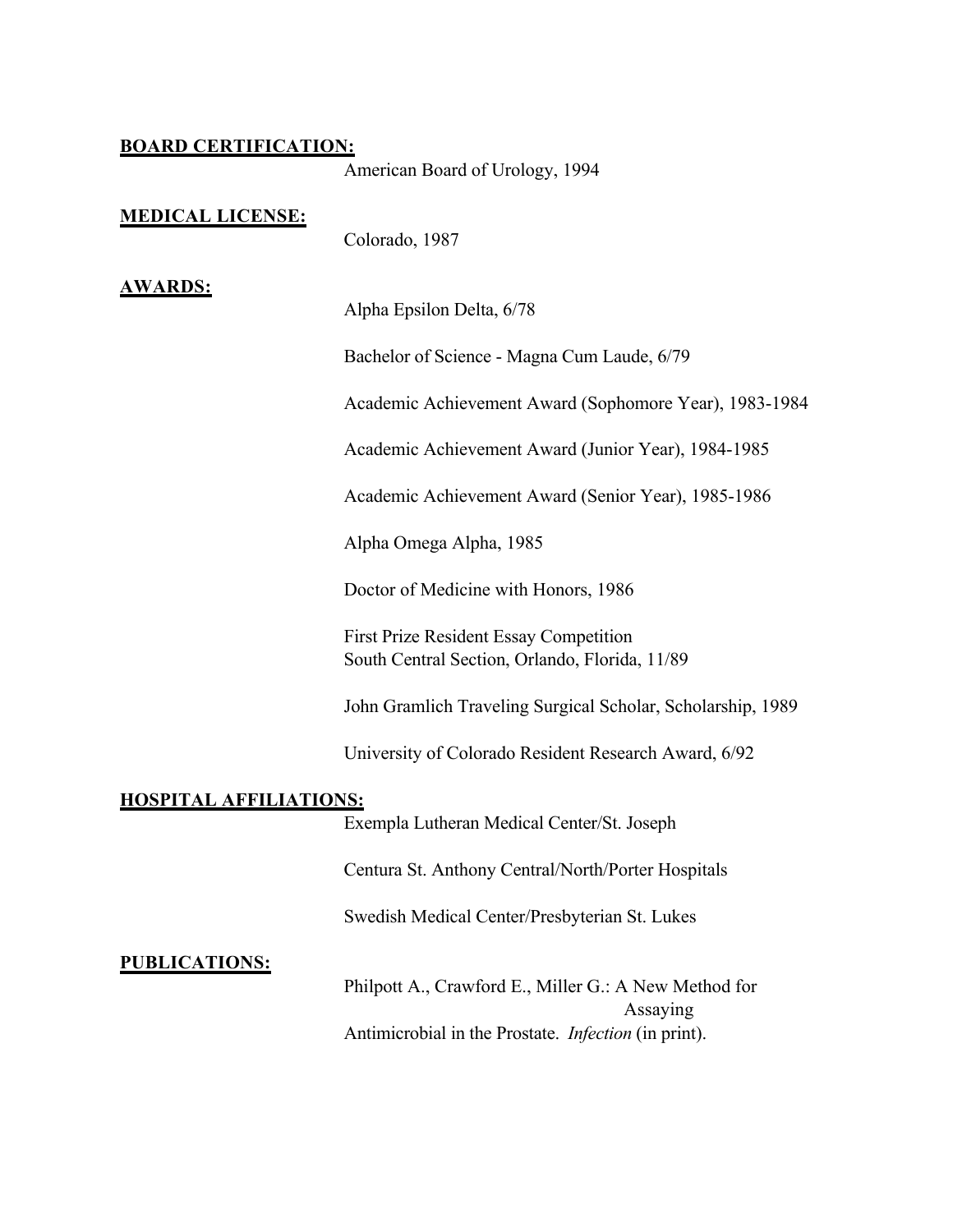**BOARD CERTIFICATION:**

American Board of Urology, 1994

**MEDICAL LICENSE:**

Colorado, 1987

**AWARDS:**

Alpha Epsilon Delta, 6/78

Bachelor of Science - Magna Cum Laude, 6/79

Academic Achievement Award (Sophomore Year), 1983-1984

Academic Achievement Award (Junior Year), 1984-1985

Academic Achievement Award (Senior Year), 1985-1986

Alpha Omega Alpha, 1985

Doctor of Medicine with Honors, 1986

First Prize Resident Essay Competition
South Central Section, Orlando, Florida, 11/89

John Gramlich Traveling Surgical Scholar, Scholarship, 1989

University of Colorado Resident Research Award, 6/92

**HOSPITAL AFFILIATIONS:**

Exempla Lutheran Medical Center/St. Joseph

Centura St. Anthony Central/North/Porter Hospitals

Swedish Medical Center/Presbyterian St. Lukes

**PUBLICATIONS:**

Philpott A., Crawford E., Miller G.: A New Method for Assaying Antimicrobial in the Prostate. *Infection* (in print).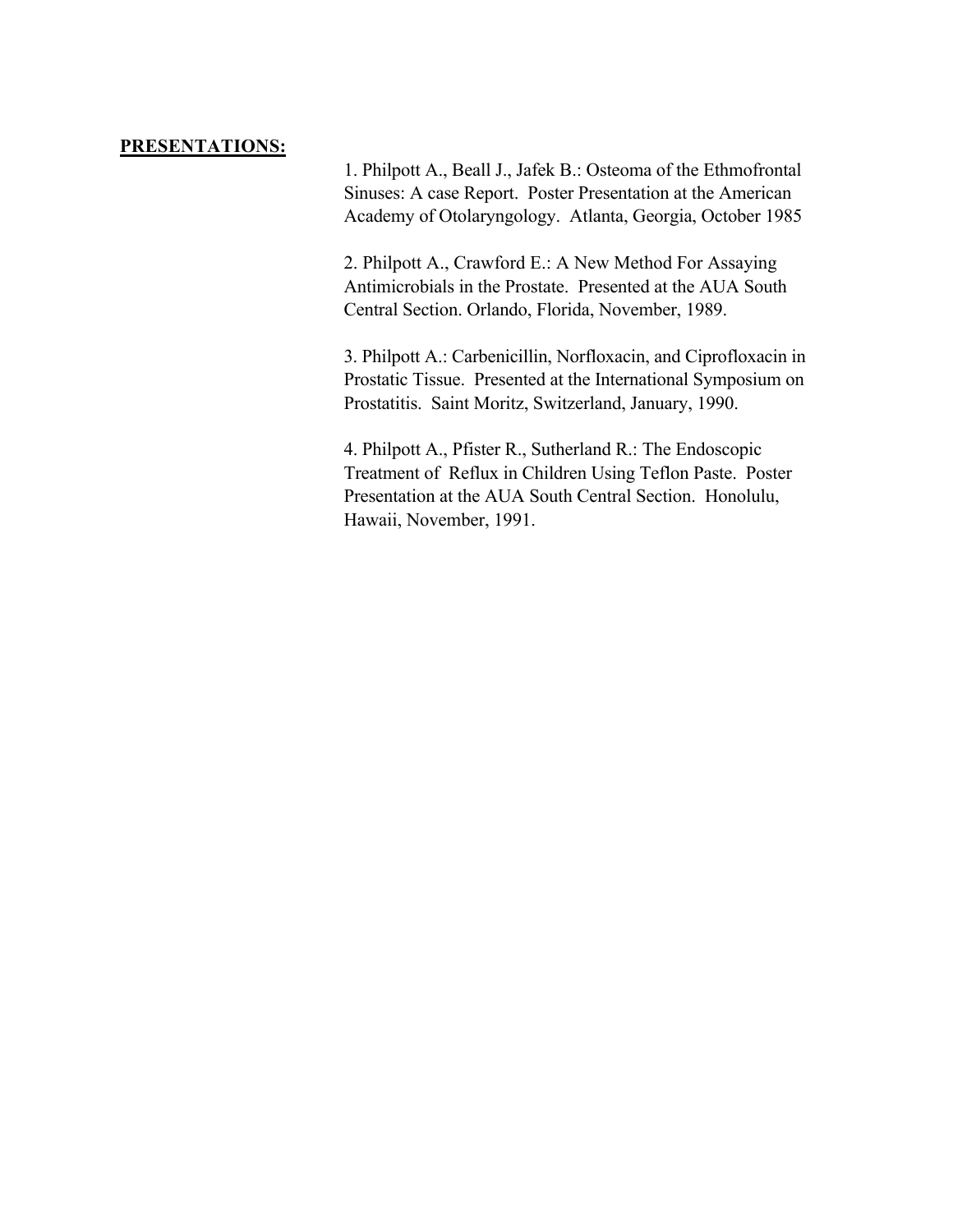**PRESENTATIONS:**

1. Philpott A., Beall J., Jafek B.: Osteoma of the Ethmofrontal Sinuses: A case Report. Poster Presentation at the American Academy of Otolaryngology. Atlanta, Georgia, October 1985

2. Philpott A., Crawford E.: A New Method For Assaying Antimicrobials in the Prostate. Presented at the AUA South Central Section. Orlando, Florida, November, 1989.

3. Philpott A.: Carbenicillin, Norfloxacin, and Ciprofloxacin in Prostatic Tissue. Presented at the International Symposium on Prostatitis. Saint Moritz, Switzerland, January, 1990.

4. Philpott A., Pfister R., Sutherland R.: The Endoscopic Treatment of Reflux in Children Using Teflon Paste. Poster Presentation at the AUA South Central Section. Honolulu, Hawaii, November, 1991.